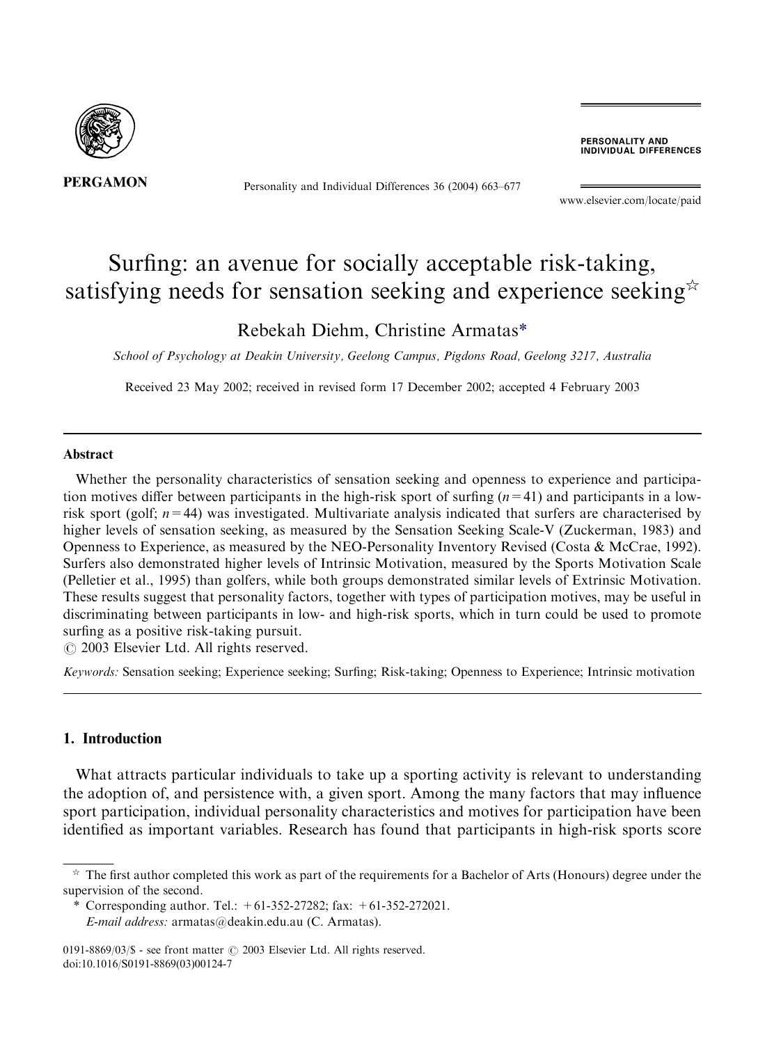# Surfing: an avenue for socially acceptable risk-taking, satisfying needs for sensation seeking and experience seeking[☆]

Rebekah Diehm, Christine Armatas*

*School of Psychology at Deakin University, Geelong Campus, Pigdons Road, Geelong 3217, Australia*

Received 23 May 2002; received in revised form 17 December 2002; accepted 4 February 2003

## Abstract

Whether the personality characteristics of sensation seeking and openness to experience and participation motives differ between participants in the high-risk sport of surfing ($n = 41$) and participants in a low-risk sport (golf; $n = 44$) was investigated. Multivariate analysis indicated that surfers are characterised by higher levels of sensation seeking, as measured by the Sensation Seeking Scale-V (Zuckerman, 1983) and Openness to Experience, as measured by the NEO-Personality Inventory Revised (Costa & McCrae, 1992). Surfers also demonstrated higher levels of Intrinsic Motivation, measured by the Sports Motivation Scale (Pelletier et al., 1995) than golfers, while both groups demonstrated similar levels of Extrinsic Motivation. These results suggest that personality factors, together with types of participation motives, may be useful in discriminating between participants in low- and high-risk sports, which in turn could be used to promote surfing as a positive risk-taking pursuit.

© 2003 Elsevier Ltd. All rights reserved.

*Keywords:* Sensation seeking; Experience seeking; Surfing; Risk-taking; Openness to Experience; Intrinsic motivation

## 1. Introduction

What attracts particular individuals to take up a sporting activity is relevant to understanding the adoption of, and persistence with, a given sport. Among the many factors that may influence sport participation, individual personality characteristics and motives for participation have been identified as important variables. Research has found that participants in high-risk sports score

---

☆ The first author completed this work as part of the requirements for a Bachelor of Arts (Honours) degree under the supervision of the second.

\* Corresponding author. Tel.: +61-352-27282; fax: +61-352-272021.
*E-mail address:* armatas@deakin.edu.au (C. Armatas).

0191-8869/03/$ - see front matter © 2003 Elsevier Ltd. All rights reserved.
doi:10.1016/S0191-8869(03)00124-7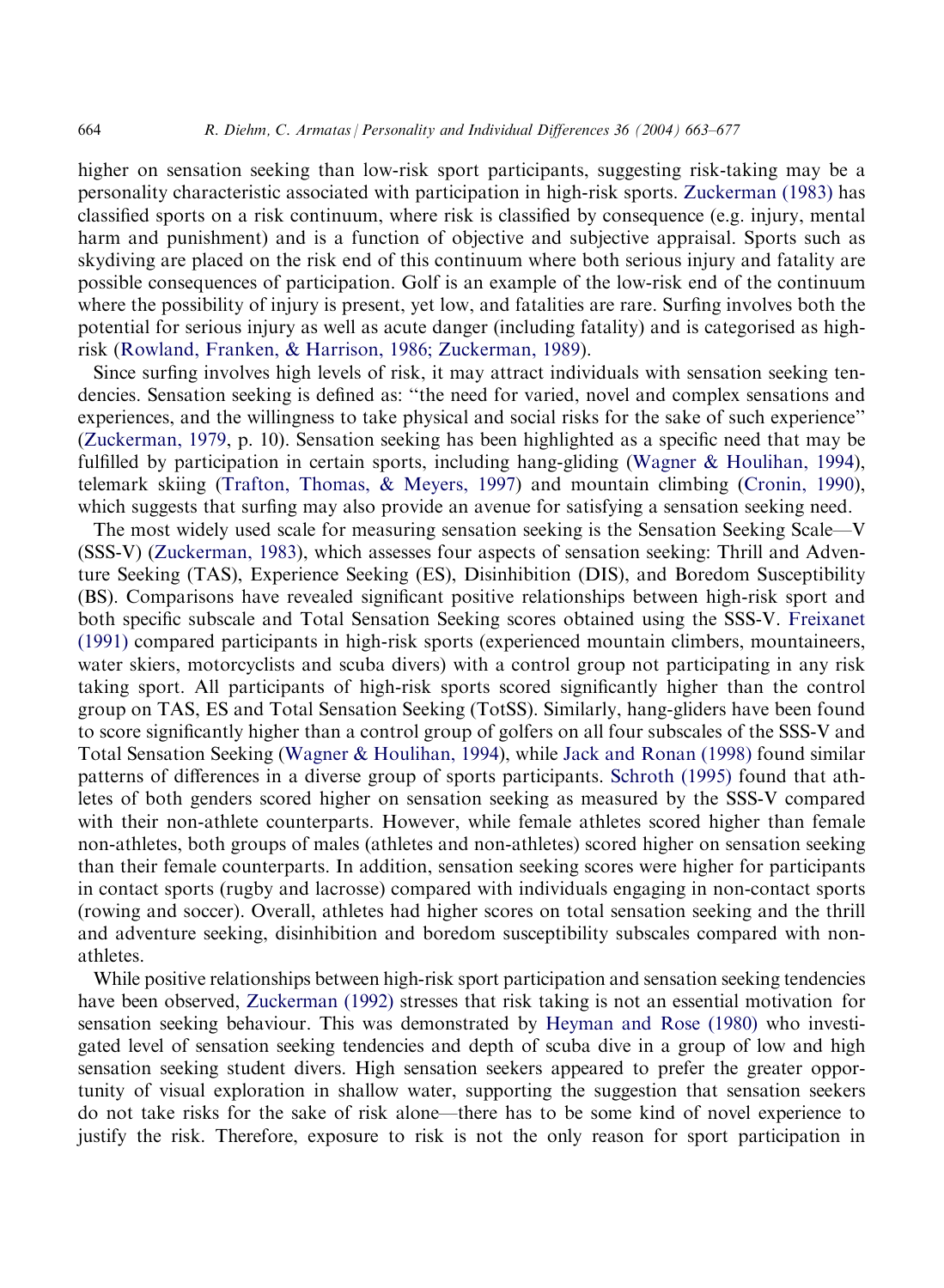higher on sensation seeking than low-risk sport participants, suggesting risk-taking may be a personality characteristic associated with participation in high-risk sports. Zuckerman (1983) has classified sports on a risk continuum, where risk is classified by consequence (e.g. injury, mental harm and punishment) and is a function of objective and subjective appraisal. Sports such as skydiving are placed on the risk end of this continuum where both serious injury and fatality are possible consequences of participation. Golf is an example of the low-risk end of the continuum where the possibility of injury is present, yet low, and fatalities are rare. Surfing involves both the potential for serious injury as well as acute danger (including fatality) and is categorised as high-risk (Rowland, Franken, & Harrison, 1986; Zuckerman, 1989).

Since surfing involves high levels of risk, it may attract individuals with sensation seeking tendencies. Sensation seeking is defined as: "the need for varied, novel and complex sensations and experiences, and the willingness to take physical and social risks for the sake of such experience" (Zuckerman, 1979, p. 10). Sensation seeking has been highlighted as a specific need that may be fulfilled by participation in certain sports, including hang-gliding (Wagner & Houlihan, 1994), telemark skiing (Trafton, Thomas, & Meyers, 1997) and mountain climbing (Cronin, 1990), which suggests that surfing may also provide an avenue for satisfying a sensation seeking need.

The most widely used scale for measuring sensation seeking is the Sensation Seeking Scale—V (SSS-V) (Zuckerman, 1983), which assesses four aspects of sensation seeking: Thrill and Adventure Seeking (TAS), Experience Seeking (ES), Disinhibition (DIS), and Boredom Susceptibility (BS). Comparisons have revealed significant positive relationships between high-risk sport and both specific subscale and Total Sensation Seeking scores obtained using the SSS-V. Freixanet (1991) compared participants in high-risk sports (experienced mountain climbers, mountaineers, water skiers, motorcyclists and scuba divers) with a control group not participating in any risk taking sport. All participants of high-risk sports scored significantly higher than the control group on TAS, ES and Total Sensation Seeking (TotSS). Similarly, hang-gliders have been found to score significantly higher than a control group of golfers on all four subscales of the SSS-V and Total Sensation Seeking (Wagner & Houlihan, 1994), while Jack and Ronan (1998) found similar patterns of differences in a diverse group of sports participants. Schroth (1995) found that athletes of both genders scored higher on sensation seeking as measured by the SSS-V compared with their non-athlete counterparts. However, while female athletes scored higher than female non-athletes, both groups of males (athletes and non-athletes) scored higher on sensation seeking than their female counterparts. In addition, sensation seeking scores were higher for participants in contact sports (rugby and lacrosse) compared with individuals engaging in non-contact sports (rowing and soccer). Overall, athletes had higher scores on total sensation seeking and the thrill and adventure seeking, disinhibition and boredom susceptibility subscales compared with non-athletes.

While positive relationships between high-risk sport participation and sensation seeking tendencies have been observed, Zuckerman (1992) stresses that risk taking is not an essential motivation for sensation seeking behaviour. This was demonstrated by Heyman and Rose (1980) who investigated level of sensation seeking tendencies and depth of scuba dive in a group of low and high sensation seeking student divers. High sensation seekers appeared to prefer the greater opportunity of visual exploration in shallow water, supporting the suggestion that sensation seekers do not take risks for the sake of risk alone—there has to be some kind of novel experience to justify the risk. Therefore, exposure to risk is not the only reason for sport participation in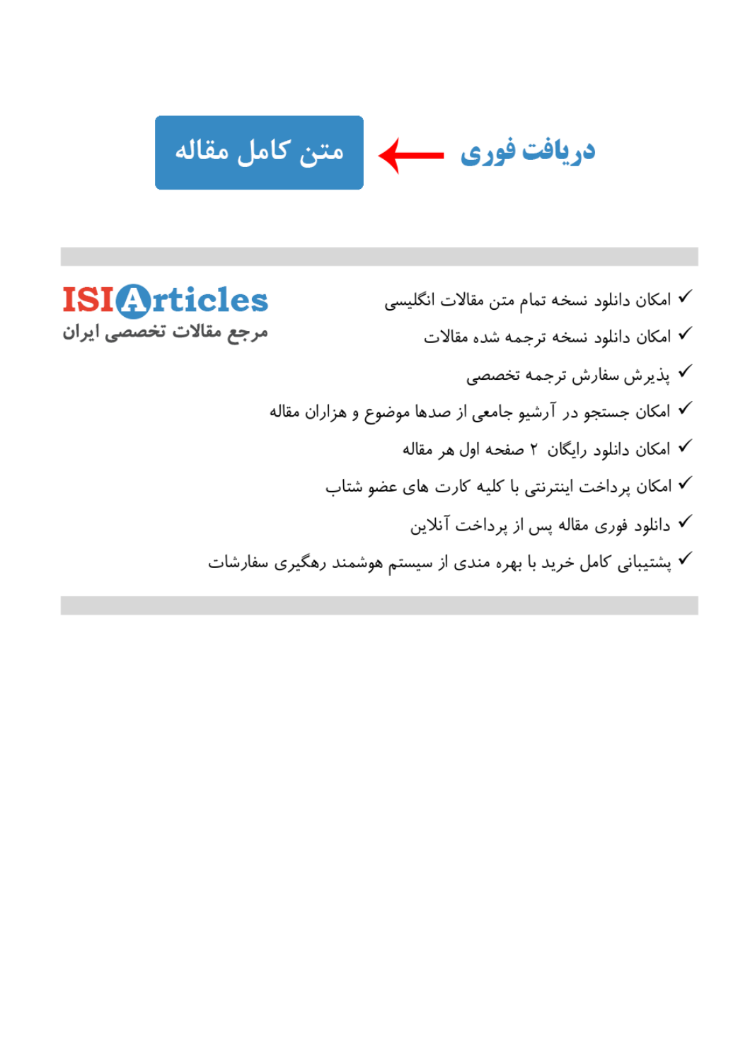دریافت فوری ← متن کامل مقاله

**ISIArticles**
مرجع مقالات تخصصی ایران

- ✓ امکان دانلود نسخه تمام متن مقالات انگلیسی
- ✓ امکان دانلود نسخه ترجمه شده مقالات
- ✓ پذیرش سفارش ترجمه تخصصی
- ✓ امکان جستجو در آرشیو جامعی از صدها موضوع و هزاران مقاله
- ✓ امکان دانلود رایگان ۲ صفحه اول هر مقاله
- ✓ امکان پرداخت اینترنتی با کلیه کارت های عضو شتاب
- ✓ دانلود فوری مقاله پس از پرداخت آنلاین
- ✓ پشتیبانی کامل خرید با بهره مندی از سیستم هوشمند رهگیری سفارشات